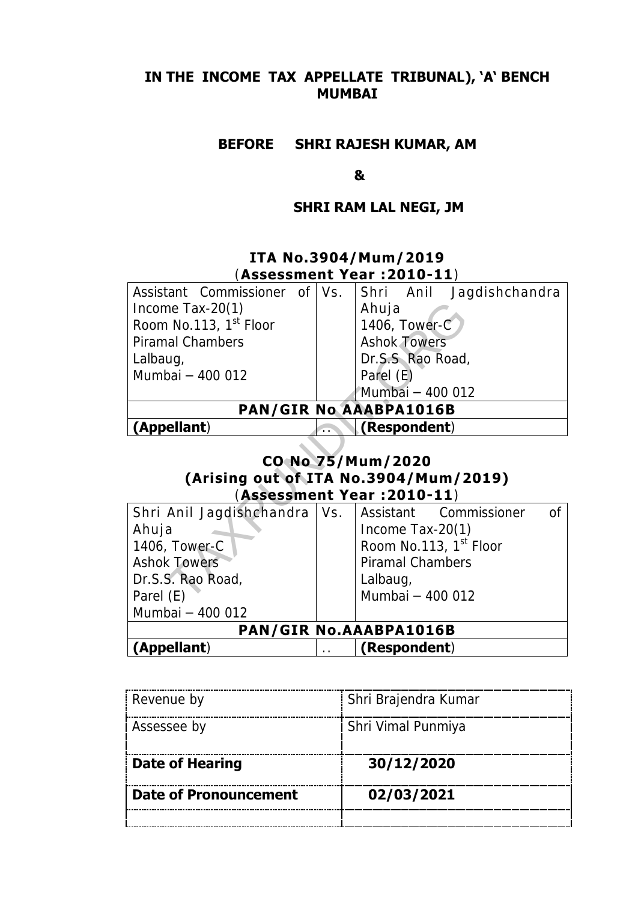## IN THE INCOME TAX APPELLATE TRIBUNAL), 'A' BENCH MUMBAI

### BEFORE SHRI RAJESH KUMAR, AM

### &

### SHRI RAM LAL NEGI, JM

### ITA No.3904/Mum/2019
### (Assessment Year :2010-11)

| Assistant Commissioner of Income Tax-20(1)<br>Room No.113, 1st Floor<br>Piramal Chambers<br>Lalbaug,<br>Mumbai – 400 012 | Vs. | Shri Anil Jagdishchandra Ahuja<br>1406, Tower-C<br>Ashok Towers<br>Dr.S.S Rao Road,<br>Parel (E)<br>Mumbai – 400 012 |
|---|---|---|
| **PAN/GIR No AAABPA1016B** | | |
| **(Appellant)** | .. | **(Respondent)** |

### CO No 75/Mum/2020
### (Arising out of ITA No.3904/Mum/2019)
### (Assessment Year :2010-11)

| Shri Anil Jagdishchandra Ahuja<br>1406, Tower-C<br>Ashok Towers<br>Dr.S.S. Rao Road,<br>Parel (E)<br>Mumbai – 400 012 | Vs. | Assistant Commissioner of Income Tax-20(1)<br>Room No.113, 1st Floor<br>Piramal Chambers<br>Lalbaug,<br>Mumbai – 400 012 |
|---|---|---|
| **PAN/GIR No.AAABPA1016B** | | |
| **(Appellant)** | .. | **(Respondent)** |

| Revenue by | Shri Brajendra Kumar |
|---|---|
| Assessee by | Shri Vimal Punmiya |
| **Date of Hearing** | **30/12/2020** |
| **Date of Pronouncement** | **02/03/2021** |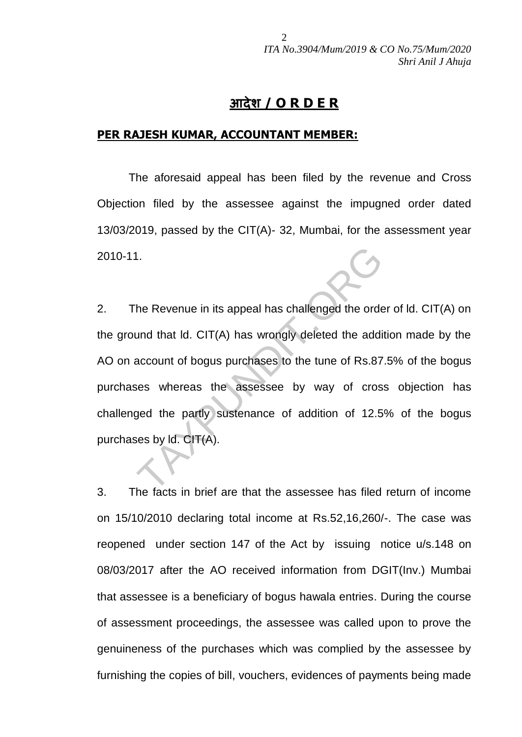## आदेश / O R D E R

**PER RAJESH KUMAR, ACCOUNTANT MEMBER:**

The aforesaid appeal has been filed by the revenue and Cross Objection filed by the assessee against the impugned order dated 13/03/2019, passed by the CIT(A)- 32, Mumbai, for the assessment year 2010-11.

2. The Revenue in its appeal has challenged the order of ld. CIT(A) on the ground that ld. CIT(A) has wrongly deleted the addition made by the AO on account of bogus purchases to the tune of Rs.87.5% of the bogus purchases whereas the assessee by way of cross objection has challenged the partly sustenance of addition of 12.5% of the bogus purchases by ld. CIT(A).

3. The facts in brief are that the assessee has filed return of income on 15/10/2010 declaring total income at Rs.52,16,260/-. The case was reopened under section 147 of the Act by issuing notice u/s.148 on 08/03/2017 after the AO received information from DGIT(Inv.) Mumbai that assessee is a beneficiary of bogus hawala entries. During the course of assessment proceedings, the assessee was called upon to prove the genuineness of the purchases which was complied by the assessee by furnishing the copies of bill, vouchers, evidences of payments being made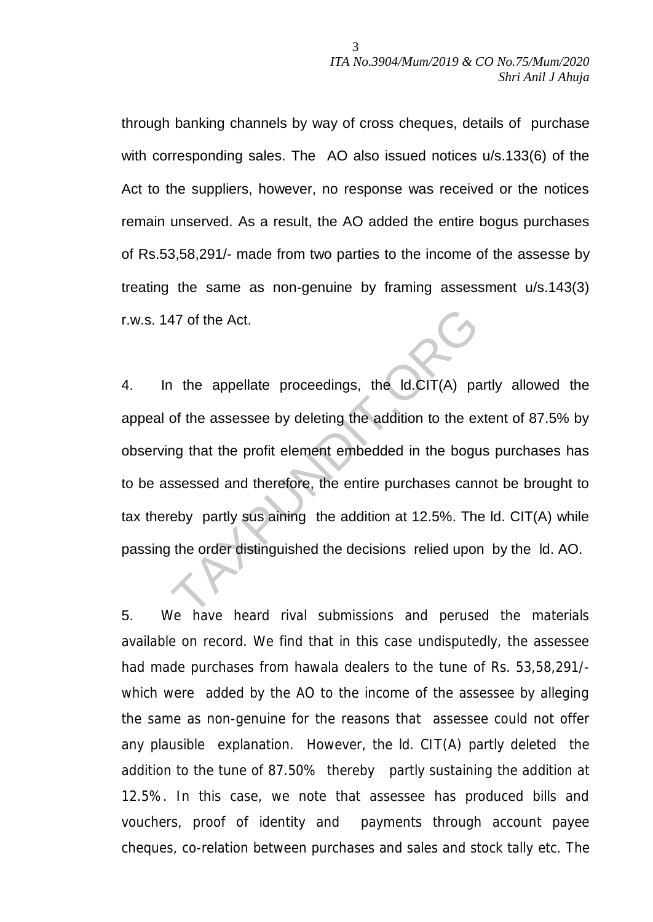through banking channels by way of cross cheques, details of purchase with corresponding sales. The AO also issued notices u/s.133(6) of the Act to the suppliers, however, no response was received or the notices remain unserved. As a result, the AO added the entire bogus purchases of Rs.53,58,291/- made from two parties to the income of the assesse by treating the same as non-genuine by framing assessment u/s.143(3) r.w.s. 147 of the Act.

4. In the appellate proceedings, the ld.CIT(A) partly allowed the appeal of the assessee by deleting the addition to the extent of 87.5% by observing that the profit element embedded in the bogus purchases has to be assessed and therefore, the entire purchases cannot be brought to tax thereby partly sustaining the addition at 12.5%. The ld. CIT(A) while passing the order distinguished the decisions relied upon by the ld. AO.

5. We have heard rival submissions and perused the materials available on record. We find that in this case undisputedly, the assessee had made purchases from hawala dealers to the tune of Rs. 53,58,291/- which were added by the AO to the income of the assessee by alleging the same as non-genuine for the reasons that assessee could not offer any plausible explanation. However, the ld. CIT(A) partly deleted the addition to the tune of 87.50% thereby partly sustaining the addition at 12.5%. In this case, we note that assessee has produced bills and vouchers, proof of identity and payments through account payee cheques, co-relation between purchases and sales and stock tally etc. The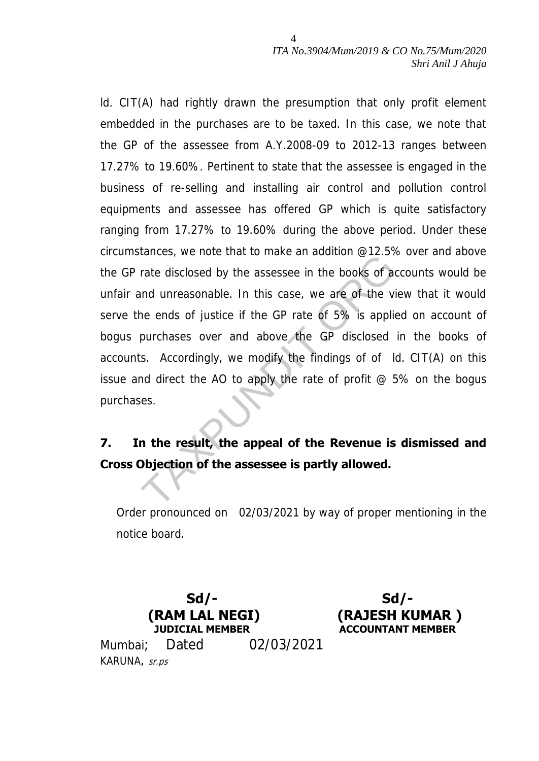ld. CIT(A) had rightly drawn the presumption that only profit element embedded in the purchases are to be taxed. In this case, we note that the GP of the assessee from A.Y.2008-09 to 2012-13 ranges between 17.27% to 19.60%. Pertinent to state that the assessee is engaged in the business of re-selling and installing air control and pollution control equipments and assessee has offered GP which is quite satisfactory ranging from 17.27% to 19.60% during the above period. Under these circumstances, we note that to make an addition @12.5% over and above the GP rate disclosed by the assessee in the books of accounts would be unfair and unreasonable. In this case, we are of the view that it would serve the ends of justice if the GP rate of 5% is applied on account of bogus purchases over and above the GP disclosed in the books of accounts. Accordingly, we modify the findings of of ld. CIT(A) on this issue and direct the AO to apply the rate of profit @ 5% on the bogus purchases.

**7. In the result, the appeal of the Revenue is dismissed and Cross Objection of the assessee is partly allowed.**

Order pronounced on 02/03/2021 by way of proper mentioning in the notice board.

| Sd/- | Sd/- |
|---|---|
| **(RAM LAL NEGI)** | **(RAJESH KUMAR )** |
| **JUDICIAL MEMBER** | **ACCOUNTANT MEMBER** |

Mumbai; Dated 02/03/2021

KARUNA, *sr.ps*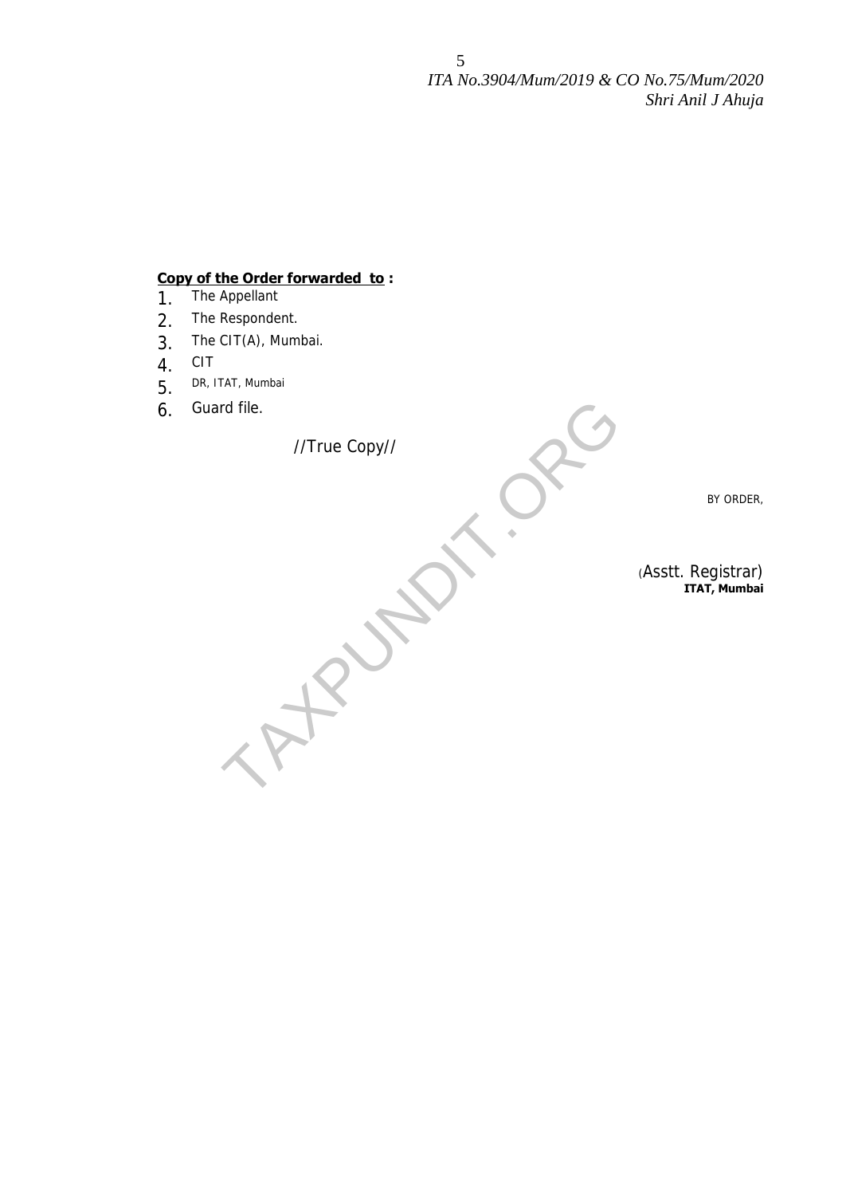**Copy of the Order forwarded to :**

1. The Appellant
2. The Respondent.
3. The CIT(A), Mumbai.
4. CIT
5. DR, ITAT, Mumbai
6. Guard file.

//True Copy//

BY ORDER,

(Asstt. Registrar)
**ITAT, Mumbai**